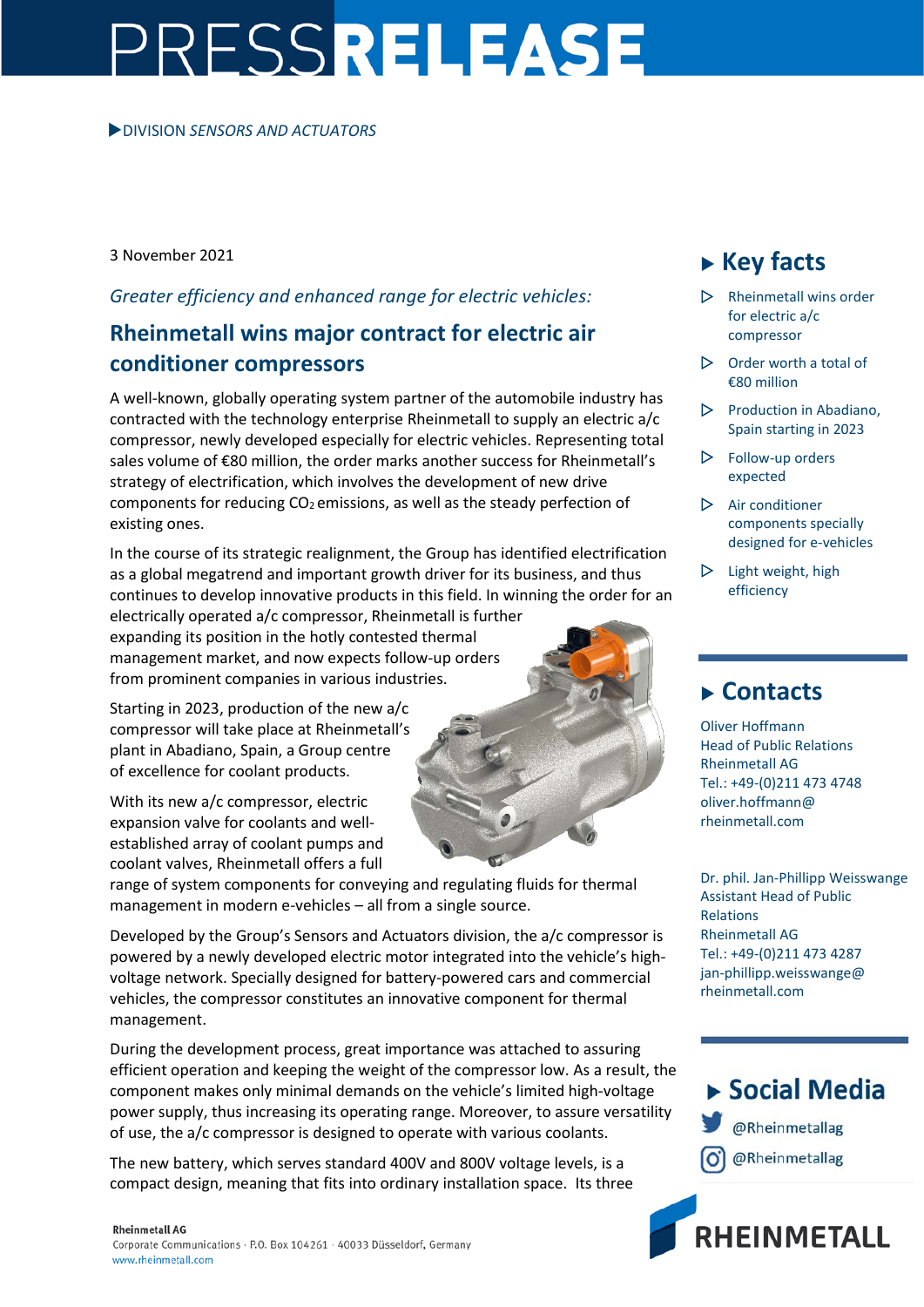# PRESSRELEASE

▶DIVISION *SENSORS AND ACTUATORS*

3 November 2021

*Greater efficiency and enhanced range for electric vehicles:*

## Rheinmetall wins major contract for electric air conditioner compressors

A well-known, globally operating system partner of the automobile industry has contracted with the technology enterprise Rheinmetall to supply an electric a/c compressor, newly developed especially for electric vehicles. Representing total sales volume of €80 million, the order marks another success for Rheinmetall's strategy of electrification, which involves the development of new drive components for reducing $CO_2$ emissions, as well as the steady perfection of existing ones.

In the course of its strategic realignment, the Group has identified electrification as a global megatrend and important growth driver for its business, and thus continues to develop innovative products in this field. In winning the order for an electrically operated a/c compressor, Rheinmetall is further expanding its position in the hotly contested thermal management market, and now expects follow-up orders from prominent companies in various industries.

Starting in 2023, production of the new a/c compressor will take place at Rheinmetall's plant in Abadiano, Spain, a Group centre of excellence for coolant products.

With its new a/c compressor, electric expansion valve for coolants and well-established array of coolant pumps and coolant valves, Rheinmetall offers a full range of system components for conveying and regulating fluids for thermal management in modern e-vehicles – all from a single source.

Developed by the Group's Sensors and Actuators division, the a/c compressor is powered by a newly developed electric motor integrated into the vehicle's high-voltage network. Specially designed for battery-powered cars and commercial vehicles, the compressor constitutes an innovative component for thermal management.

During the development process, great importance was attached to assuring efficient operation and keeping the weight of the compressor low. As a result, the component makes only minimal demands on the vehicle's limited high-voltage power supply, thus increasing its operating range. Moreover, to assure versatility of use, the a/c compressor is designed to operate with various coolants.

The new battery, which serves standard 400V and 800V voltage levels, is a compact design, meaning that fits into ordinary installation space. Its three

### ▶ Key facts

- Rheinmetall wins order for electric a/c compressor
- Order worth a total of €80 million
- Production in Abadiano, Spain starting in 2023
- Follow-up orders expected
- Air conditioner components specially designed for e-vehicles
- Light weight, high efficiency

### ▶ Contacts

Oliver Hoffmann
Head of Public Relations
Rheinmetall AG
Tel.: +49-(0)211 473 4748
oliver.hoffmann@rheinmetall.com

Dr. phil. Jan-Phillipp Weisswange
Assistant Head of Public Relations
Rheinmetall AG
Tel.: +49-(0)211 473 4287
jan-phillipp.weisswange@rheinmetall.com

### ▶ Social Media

@Rheinmetallag (Twitter)
@Rheinmetallag (Instagram)

**Rheinmetall AG**
Corporate Communications · P.O. Box 104261 · 40033 Düsseldorf, Germany
www.rheinmetall.com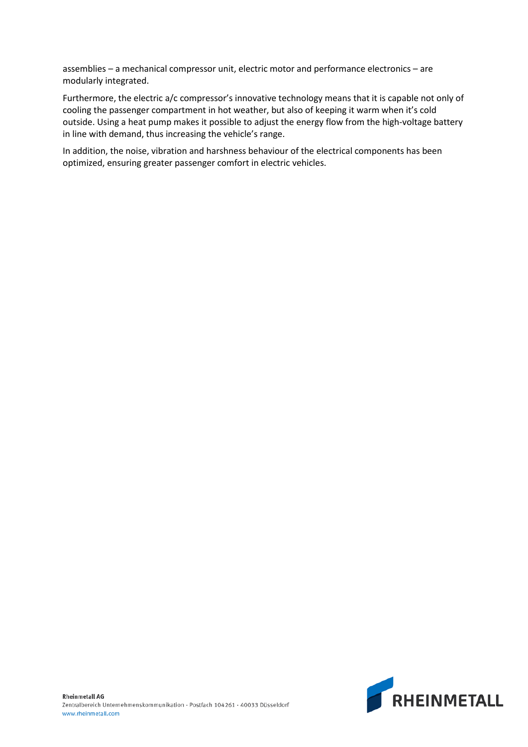assemblies – a mechanical compressor unit, electric motor and performance electronics – are modularly integrated.

Furthermore, the electric a/c compressor's innovative technology means that it is capable not only of cooling the passenger compartment in hot weather, but also of keeping it warm when it's cold outside. Using a heat pump makes it possible to adjust the energy flow from the high-voltage battery in line with demand, thus increasing the vehicle's range.

In addition, the noise, vibration and harshness behaviour of the electrical components has been optimized, ensuring greater passenger comfort in electric vehicles.